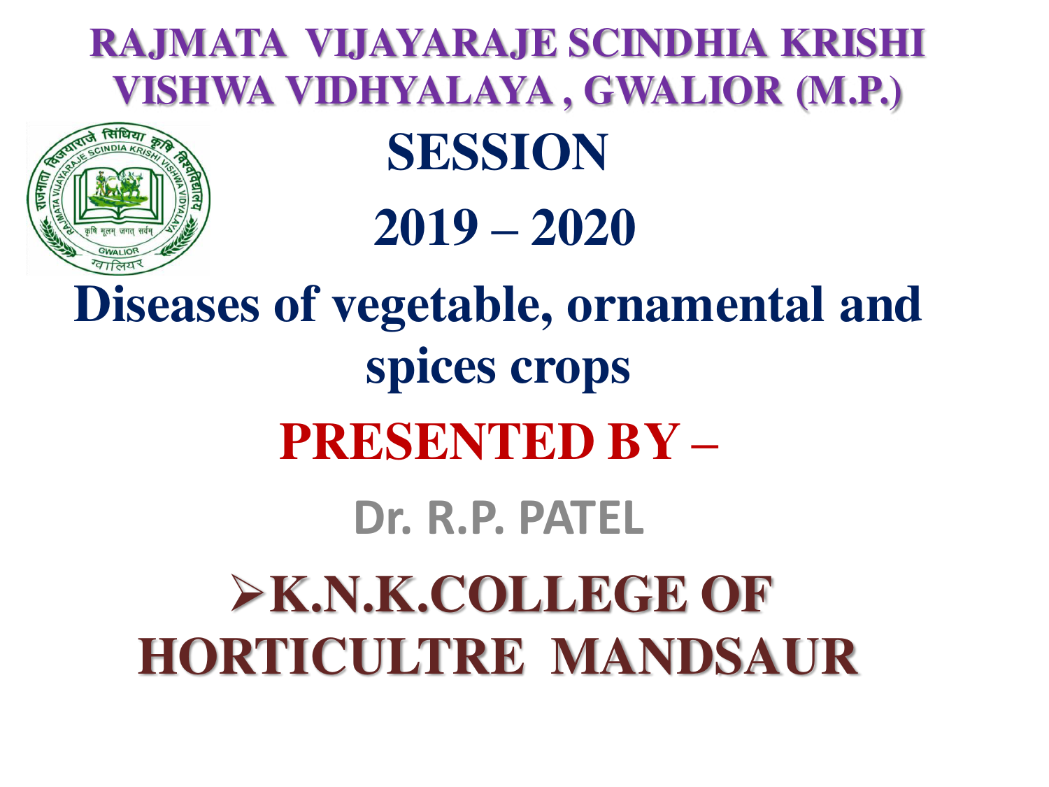# RAJMATA VIJAYARAJE SCINDHIA KRISHI VISHWA VIDHYALAYA , GWALIOR (M.P.)

## SESSION

## 2019 – 2020

# Diseases of vegetable, ornamental and spices crops

## PRESENTED BY –

**Dr. R.P. PATEL**

- **K.N.K.COLLEGE OF HORTICULTRE MANDSAUR**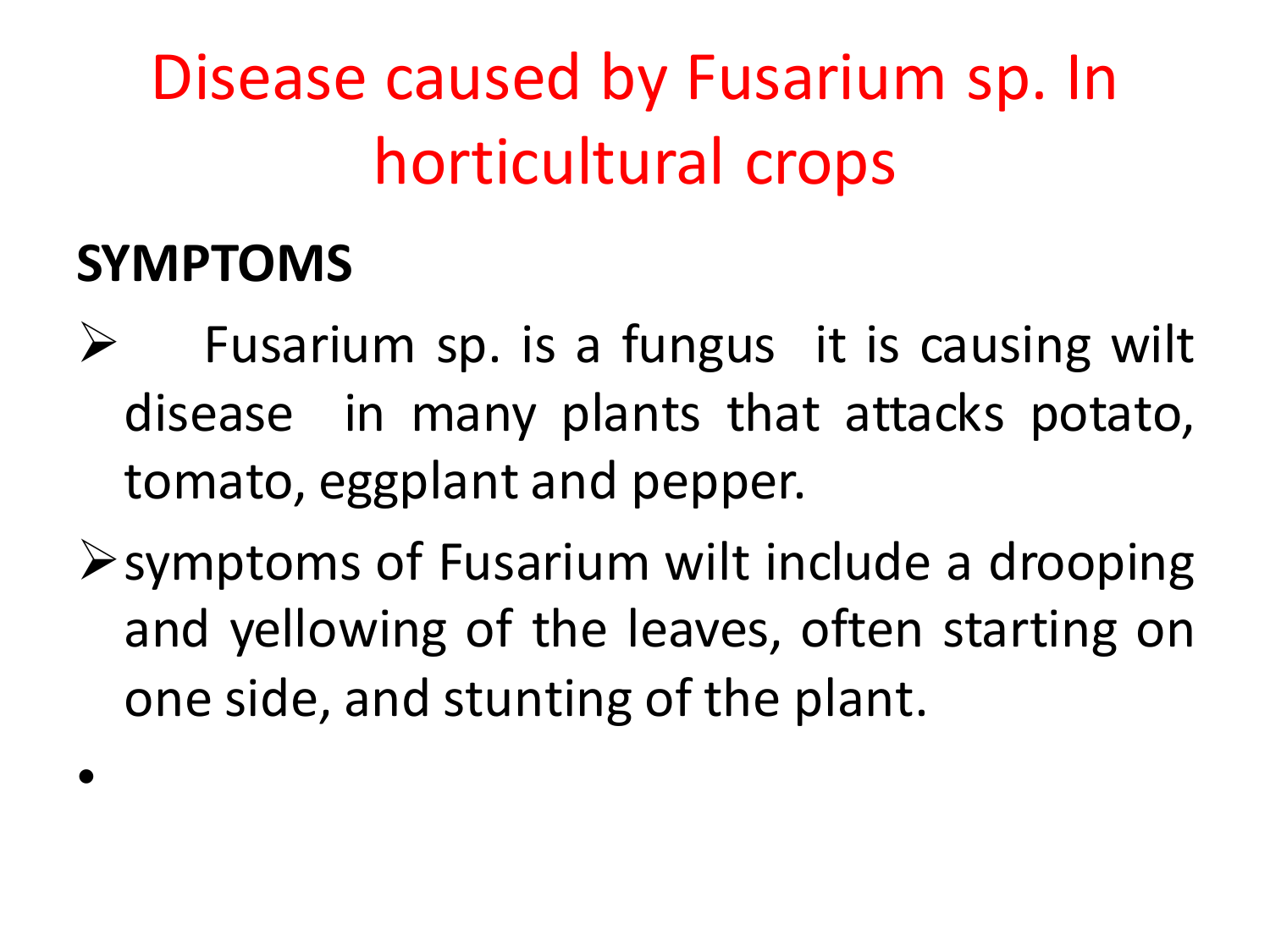# Disease caused by Fusarium sp. In horticultural crops

## SYMPTOMS

- Fusarium sp. is a fungus it is causing wilt disease in many plants that attacks potato, tomato, eggplant and pepper.
- symptoms of Fusarium wilt include a drooping and yellowing of the leaves, often starting on one side, and stunting of the plant.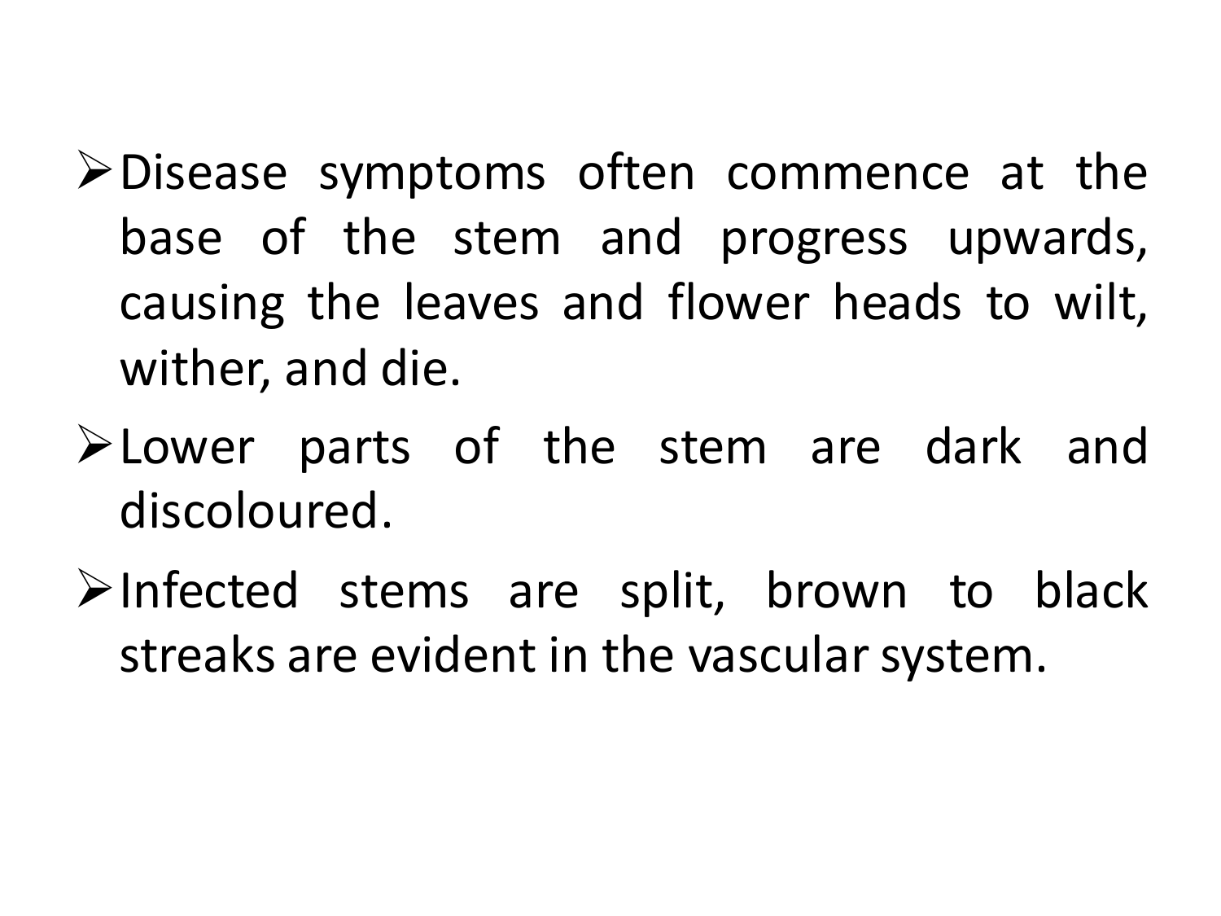- Disease symptoms often commence at the base of the stem and progress upwards, causing the leaves and flower heads to wilt, wither, and die.
- Lower parts of the stem are dark and discoloured.
- Infected stems are split, brown to black streaks are evident in the vascular system.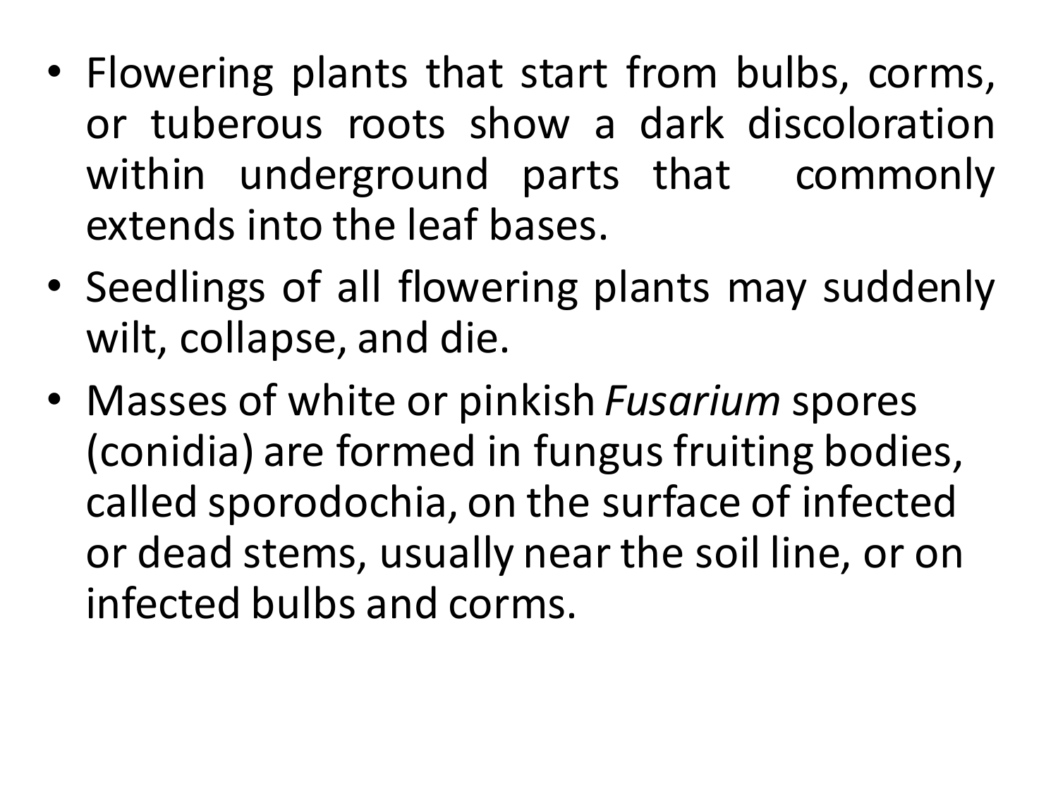- Flowering plants that start from bulbs, corms, or tuberous roots show a dark discoloration within underground parts that commonly extends into the leaf bases.
- Seedlings of all flowering plants may suddenly wilt, collapse, and die.
- Masses of white or pinkish *Fusarium* spores (conidia) are formed in fungus fruiting bodies, called sporodochia, on the surface of infected or dead stems, usually near the soil line, or on infected bulbs and corms.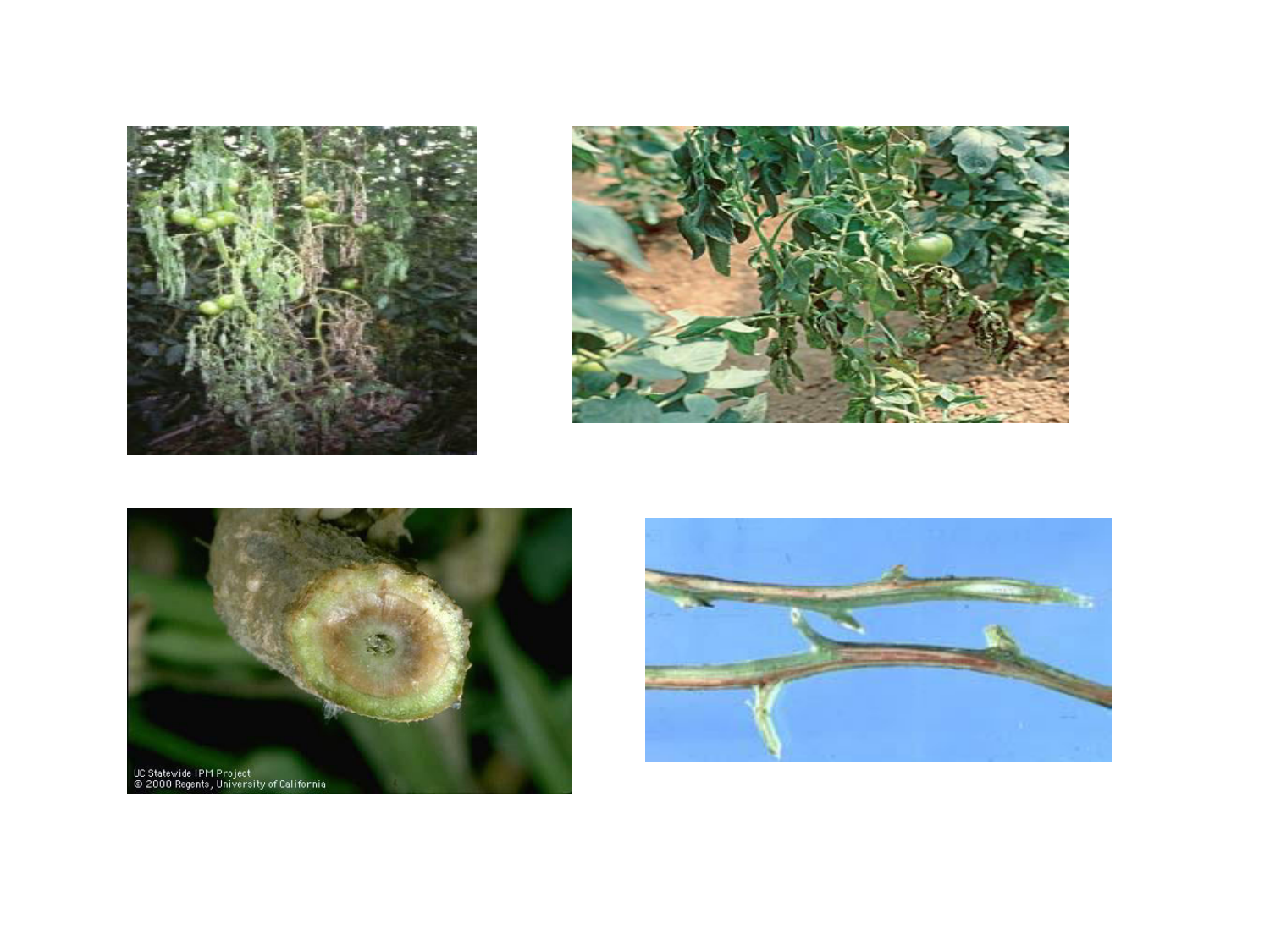UC Statewide IPM Project
© 2000 Regents, University of California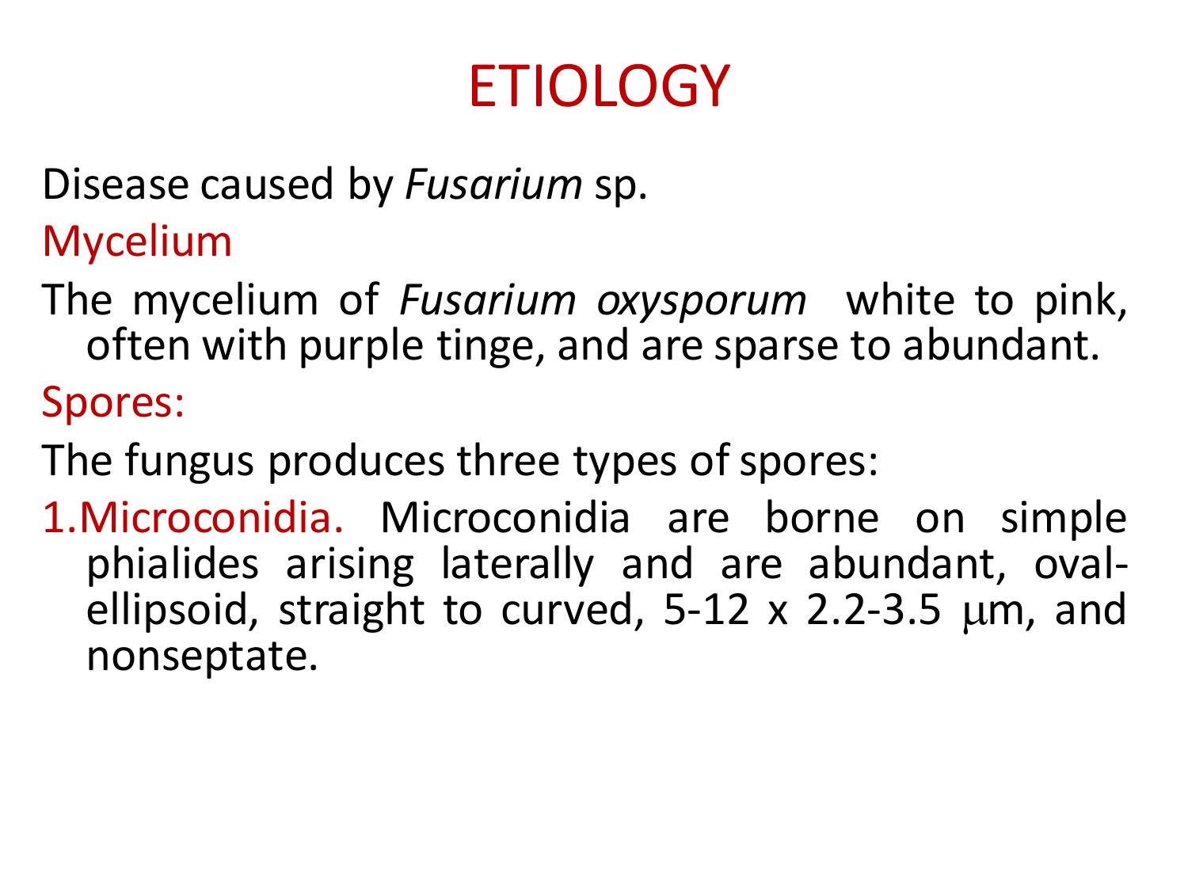# ETIOLOGY

Disease caused by *Fusarium* sp.

## Mycelium

The mycelium of *Fusarium oxysporum* white to pink, often with purple tinge, and are sparse to abundant.

## Spores:

The fungus produces three types of spores:

1. **Microconidia.** Microconidia are borne on simple phialides arising laterally and are abundant, oval-ellipsoid, straight to curved, 5-12 x 2.2-3.5 μm, and nonseptate.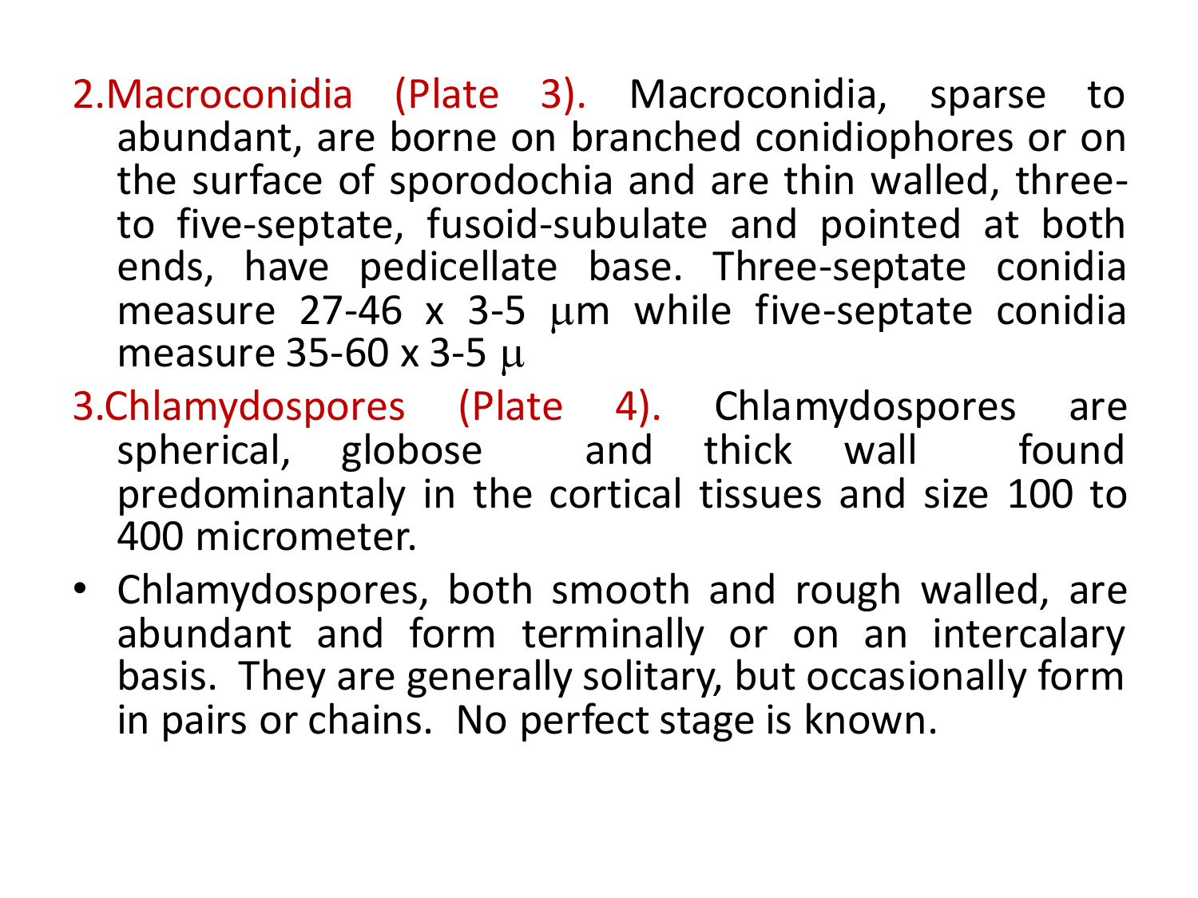2. Macroconidia (Plate 3). Macroconidia, sparse to abundant, are borne on branched conidiophores or on the surface of sporodochia and are thin walled, three- to five-septate, fusoid-subulate and pointed at both ends, have pedicellate base. Three-septate conidia measure 27-46 x 3-5 μm while five-septate conidia measure 35-60 x 3-5 μ

3. Chlamydospores (Plate 4). Chlamydospores are spherical, globose and thick wall found predominantaly in the cortical tissues and size 100 to 400 micrometer.

- Chlamydospores, both smooth and rough walled, are abundant and form terminally or on an intercalary basis. They are generally solitary, but occasionally form in pairs or chains. No perfect stage is known.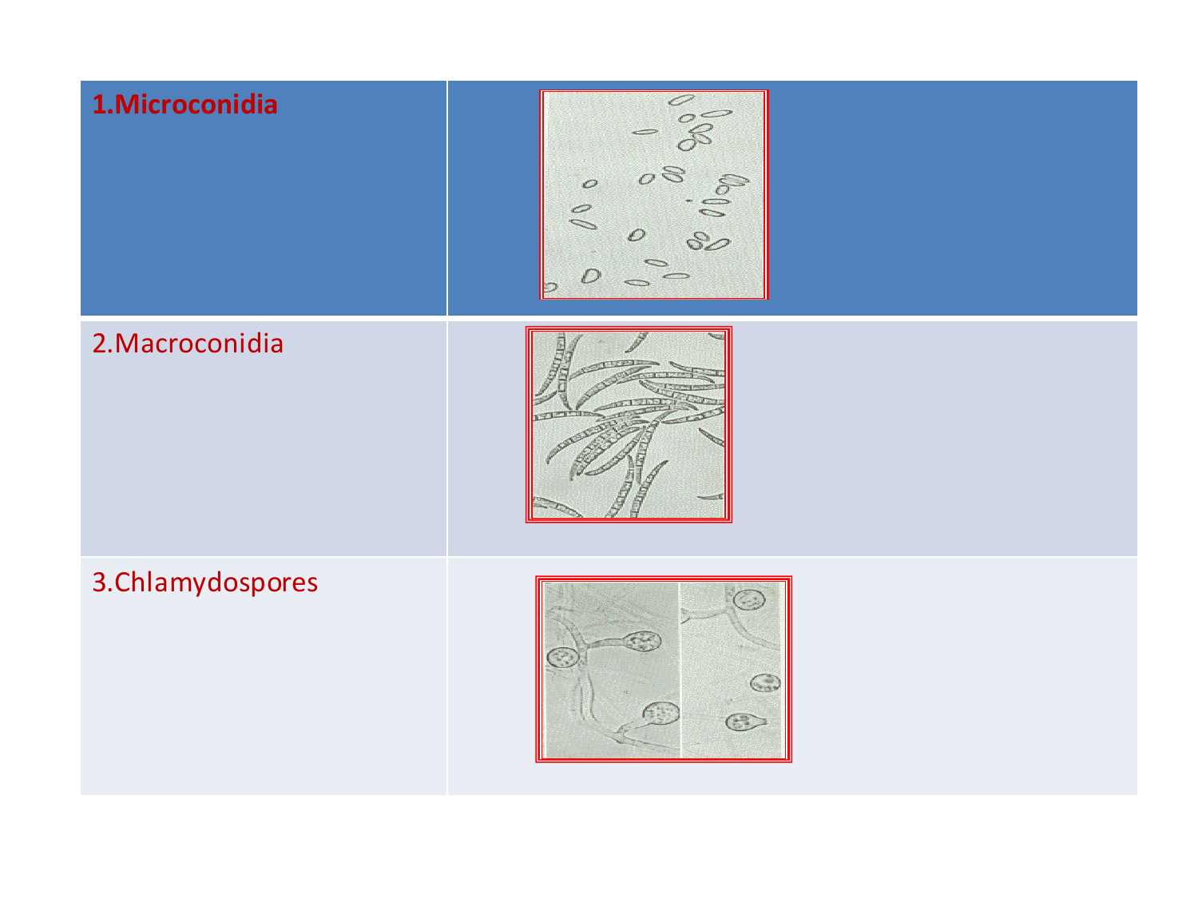| 1.Microconidia | |
|---|---|
| 2.Macroconidia | |
| 3.Chlamydospores | |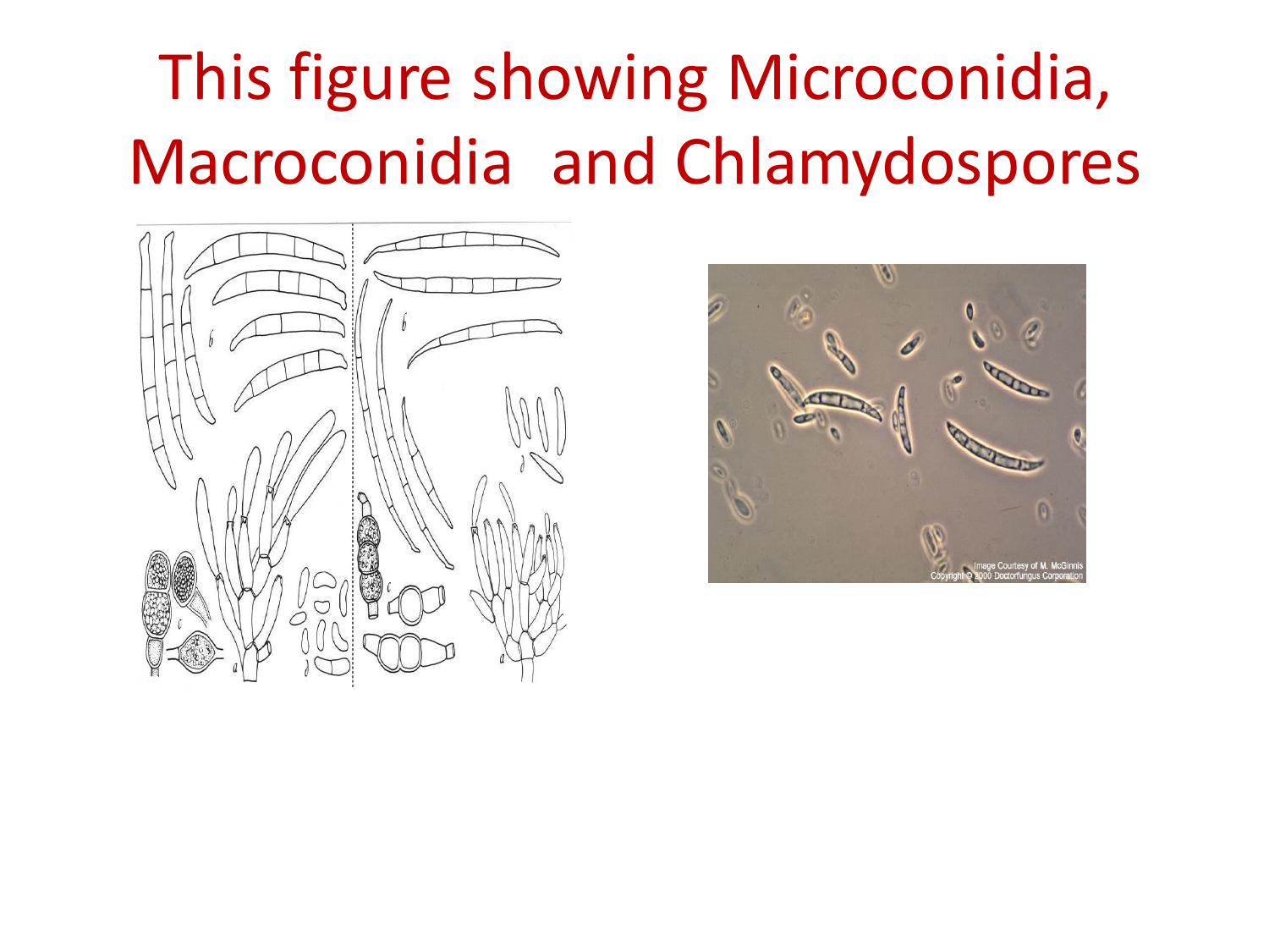# This figure showing Microconidia, Macroconidia and Chlamydospores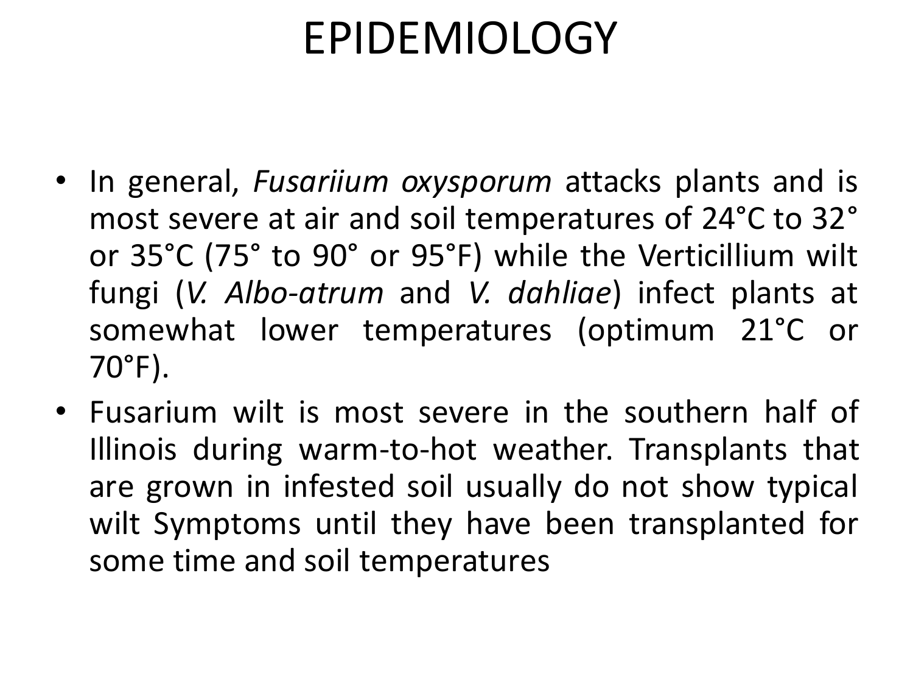# EPIDEMIOLOGY

- In general, *Fusariium oxysporum* attacks plants and is most severe at air and soil temperatures of 24°C to 32° or 35°C (75° to 90° or 95°F) while the Verticillium wilt fungi (*V. Albo-atrum* and *V. dahliae*) infect plants at somewhat lower temperatures (optimum 21°C or 70°F).
- Fusarium wilt is most severe in the southern half of Illinois during warm-to-hot weather. Transplants that are grown in infested soil usually do not show typical wilt Symptoms until they have been transplanted for some time and soil temperatures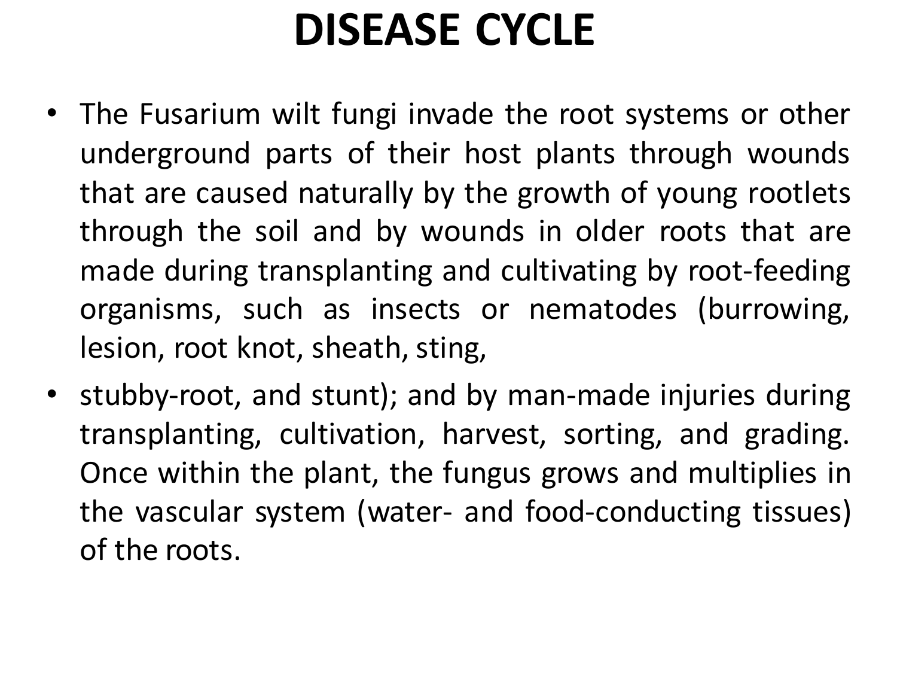# DISEASE CYCLE

- The Fusarium wilt fungi invade the root systems or other underground parts of their host plants through wounds that are caused naturally by the growth of young rootlets through the soil and by wounds in older roots that are made during transplanting and cultivating by root-feeding organisms, such as insects or nematodes (burrowing, lesion, root knot, sheath, sting,
- stubby-root, and stunt); and by man-made injuries during transplanting, cultivation, harvest, sorting, and grading. Once within the plant, the fungus grows and multiplies in the vascular system (water- and food-conducting tissues) of the roots.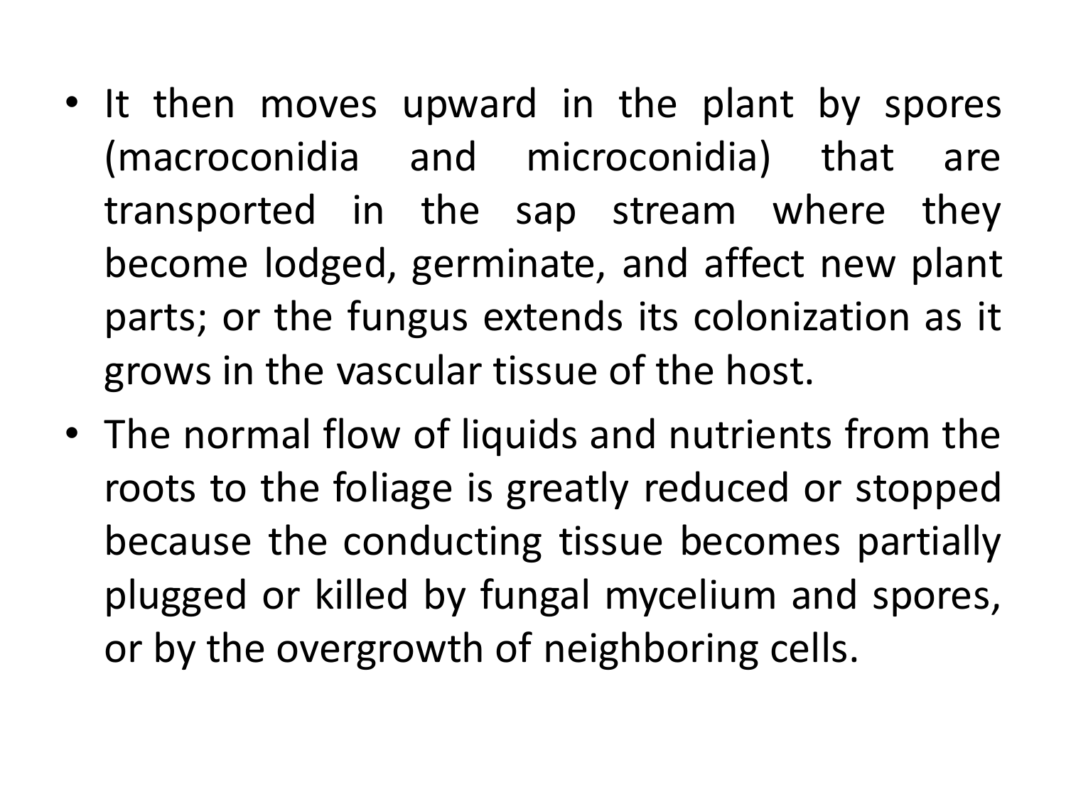- It then moves upward in the plant by spores (macroconidia and microconidia) that are transported in the sap stream where they become lodged, germinate, and affect new plant parts; or the fungus extends its colonization as it grows in the vascular tissue of the host.
- The normal flow of liquids and nutrients from the roots to the foliage is greatly reduced or stopped because the conducting tissue becomes partially plugged or killed by fungal mycelium and spores, or by the overgrowth of neighboring cells.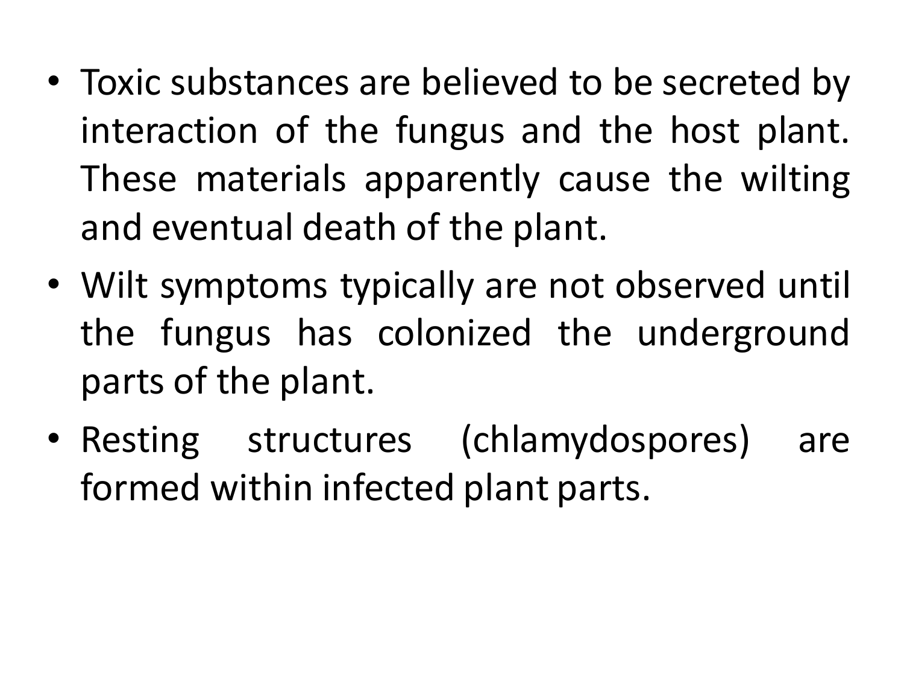- Toxic substances are believed to be secreted by interaction of the fungus and the host plant. These materials apparently cause the wilting and eventual death of the plant.
- Wilt symptoms typically are not observed until the fungus has colonized the underground parts of the plant.
- Resting structures (chlamydospores) are formed within infected plant parts.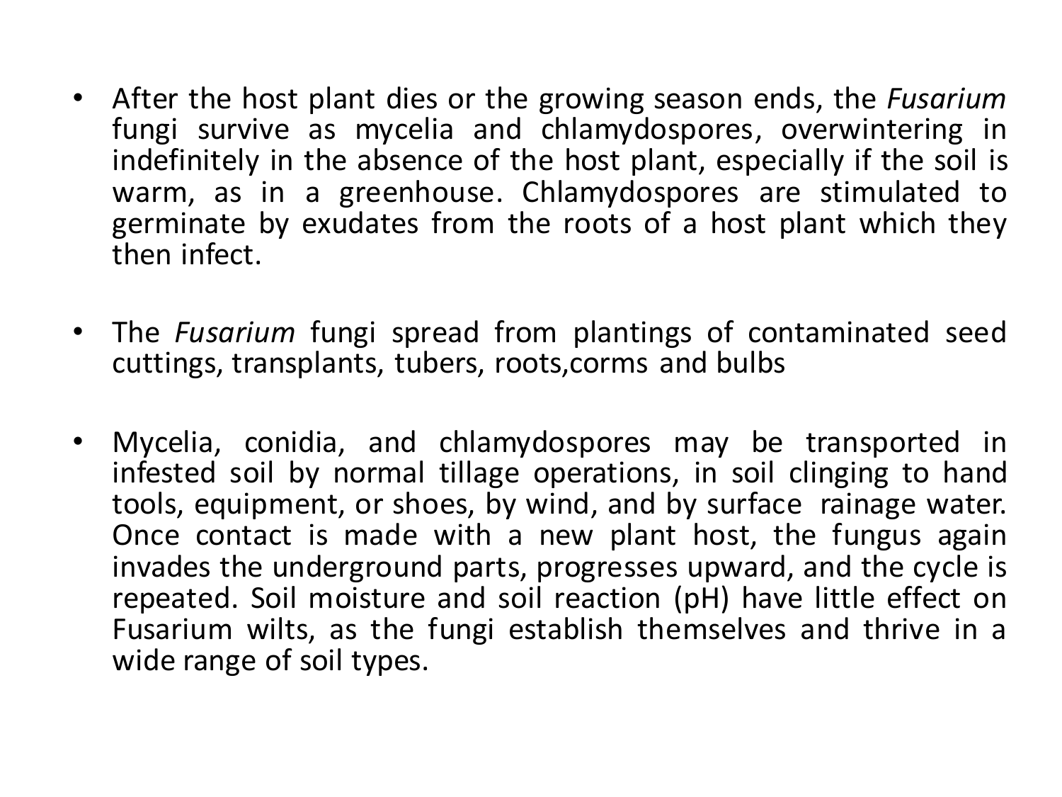- After the host plant dies or the growing season ends, the *Fusarium* fungi survive as mycelia and chlamydospores, overwintering in indefinitely in the absence of the host plant, especially if the soil is warm, as in a greenhouse. Chlamydospores are stimulated to germinate by exudates from the roots of a host plant which they then infect.

- The *Fusarium* fungi spread from plantings of contaminated seed cuttings, transplants, tubers, roots,corms and bulbs

- Mycelia, conidia, and chlamydospores may be transported in infested soil by normal tillage operations, in soil clinging to hand tools, equipment, or shoes, by wind, and by surface rainage water. Once contact is made with a new plant host, the fungus again invades the underground parts, progresses upward, and the cycle is repeated. Soil moisture and soil reaction (pH) have little effect on Fusarium wilts, as the fungi establish themselves and thrive in a wide range of soil types.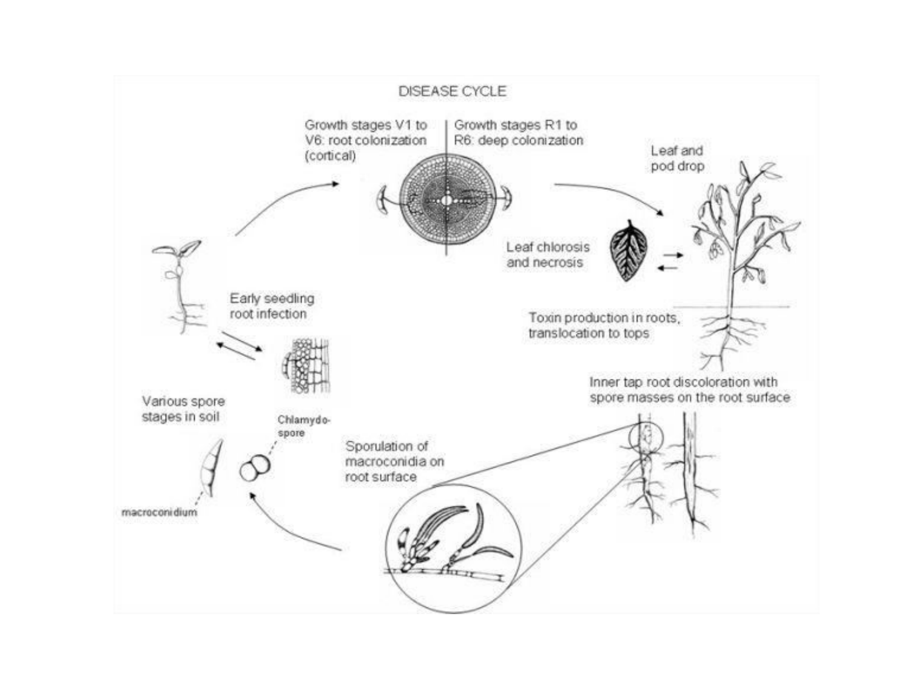# DISEASE CYCLE

Growth stages V1 to V6: root colonization (cortical)

Growth stages R1 to R6: deep colonization

Leaf and pod drop

Leaf chlorosis and necrosis

Toxin production in roots, translocation to tops

Inner tap root discoloration with spore masses on the root surface

Sporulation of macroconidia on root surface

Early seedling root infection

Various spore stages in soil

Chlamydo-spore

macroconidium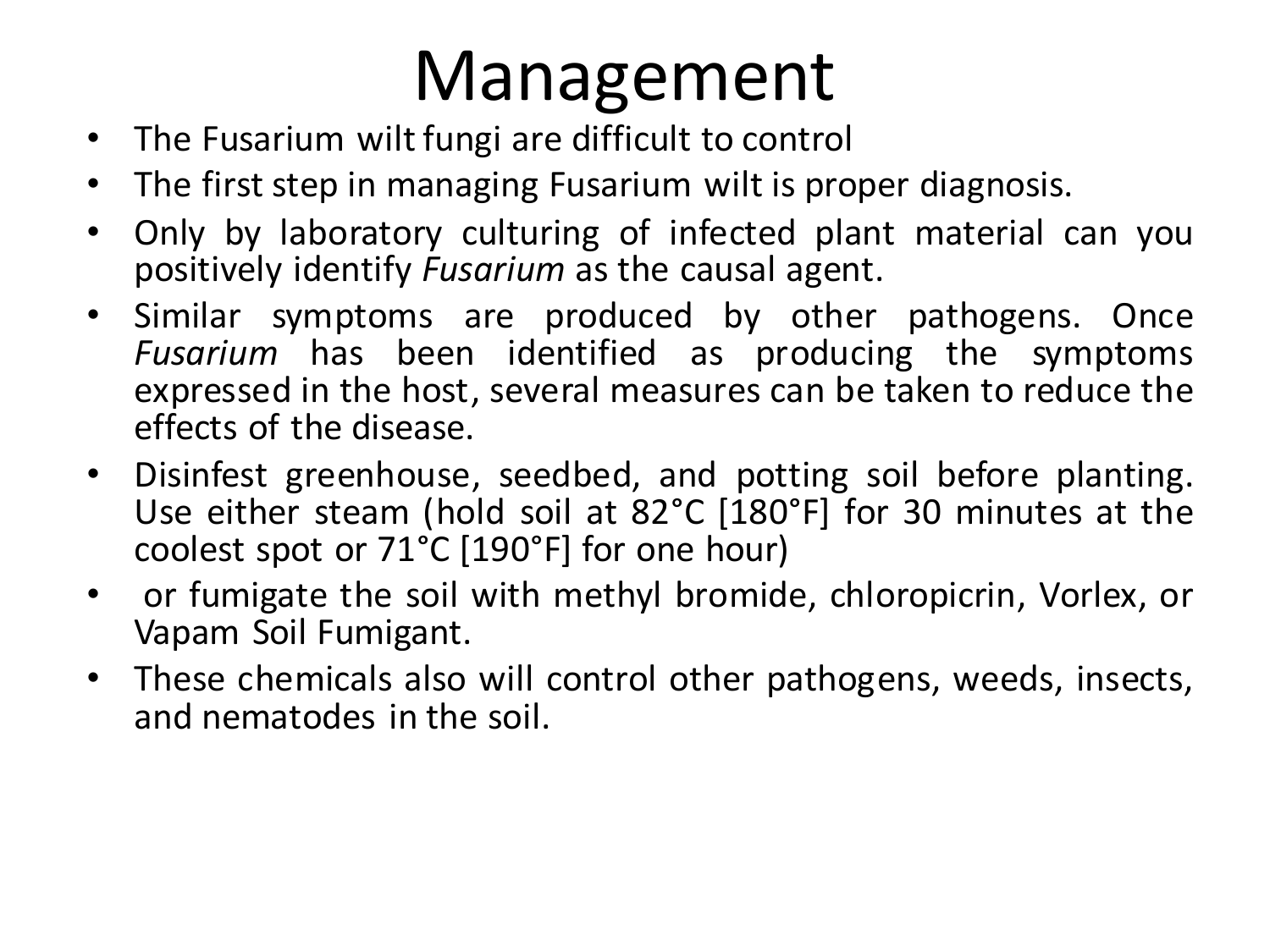# Management

- The Fusarium wilt fungi are difficult to control
- The first step in managing Fusarium wilt is proper diagnosis.
- Only by laboratory culturing of infected plant material can you positively identify *Fusarium* as the causal agent.
- Similar symptoms are produced by other pathogens. Once *Fusarium* has been identified as producing the symptoms expressed in the host, several measures can be taken to reduce the effects of the disease.
- Disinfest greenhouse, seedbed, and potting soil before planting. Use either steam (hold soil at 82°C [180°F] for 30 minutes at the coolest spot or 71°C [190°F] for one hour)
- or fumigate the soil with methyl bromide, chloropicrin, Vorlex, or Vapam Soil Fumigant.
- These chemicals also will control other pathogens, weeds, insects, and nematodes in the soil.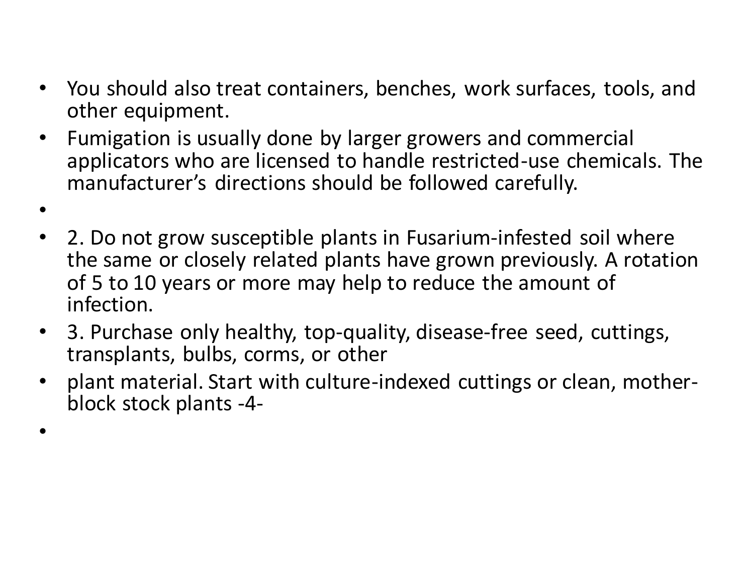- You should also treat containers, benches, work surfaces, tools, and other equipment.
- Fumigation is usually done by larger growers and commercial applicators who are licensed to handle restricted-use chemicals. The manufacturer's directions should be followed carefully.
- 2. Do not grow susceptible plants in Fusarium-infested soil where the same or closely related plants have grown previously. A rotation of 5 to 10 years or more may help to reduce the amount of infection.
- 3. Purchase only healthy, top-quality, disease-free seed, cuttings, transplants, bulbs, corms, or other
- plant material. Start with culture-indexed cuttings or clean, mother-block stock plants -4-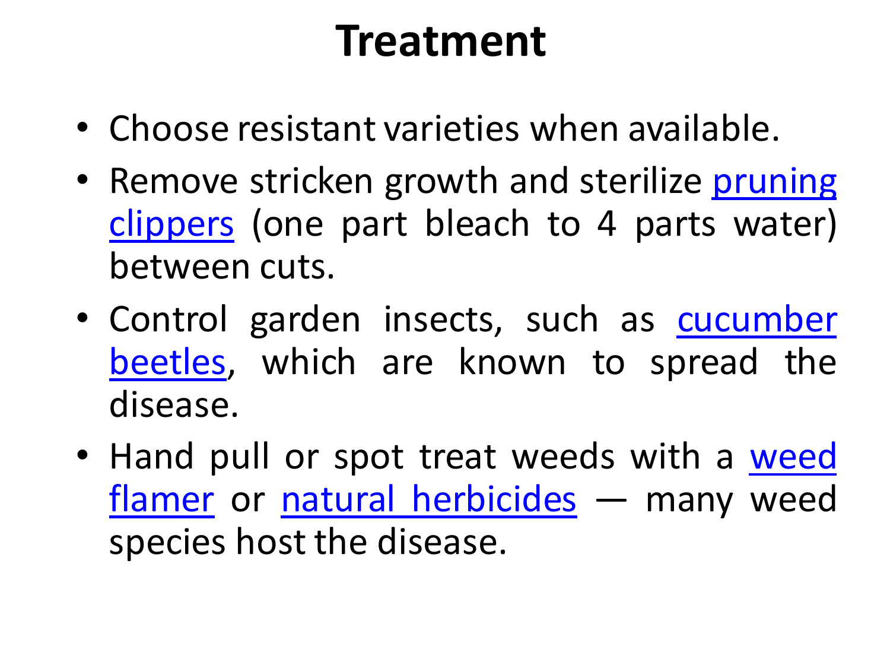# Treatment

- Choose resistant varieties when available.
- Remove stricken growth and sterilize pruning clippers (one part bleach to 4 parts water) between cuts.
- Control garden insects, such as cucumber beetles, which are known to spread the disease.
- Hand pull or spot treat weeds with a weed flamer or natural herbicides — many weed species host the disease.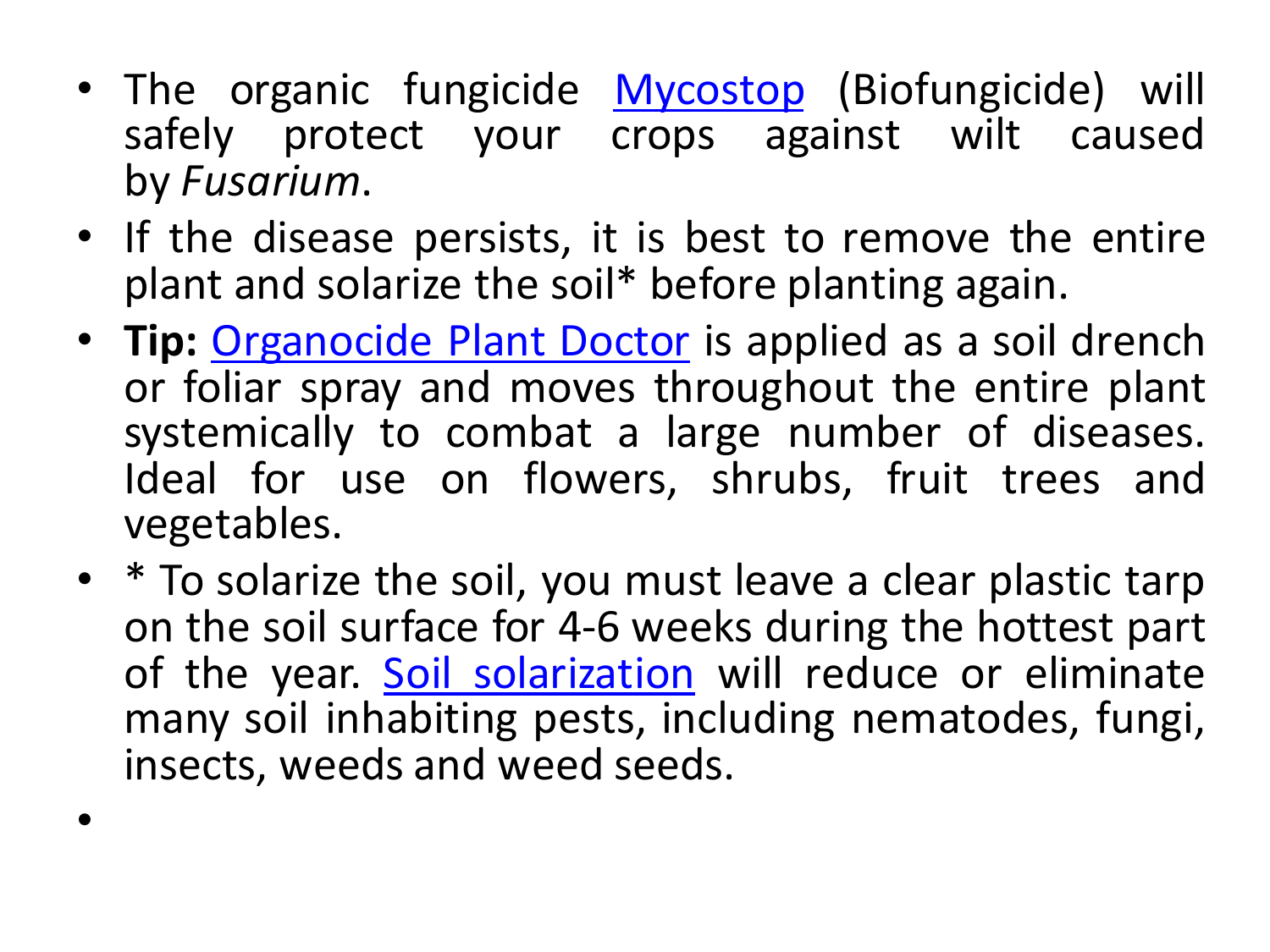- The organic fungicide Mycostop (Biofungicide) will safely protect your crops against wilt caused by *Fusarium*.
- If the disease persists, it is best to remove the entire plant and solarize the soil* before planting again.
- **Tip:** Organocide Plant Doctor is applied as a soil drench or foliar spray and moves throughout the entire plant systemically to combat a large number of diseases. Ideal for use on flowers, shrubs, fruit trees and vegetables.
- * To solarize the soil, you must leave a clear plastic tarp on the soil surface for 4-6 weeks during the hottest part of the year. Soil solarization will reduce or eliminate many soil inhabiting pests, including nematodes, fungi, insects, weeds and weed seeds.